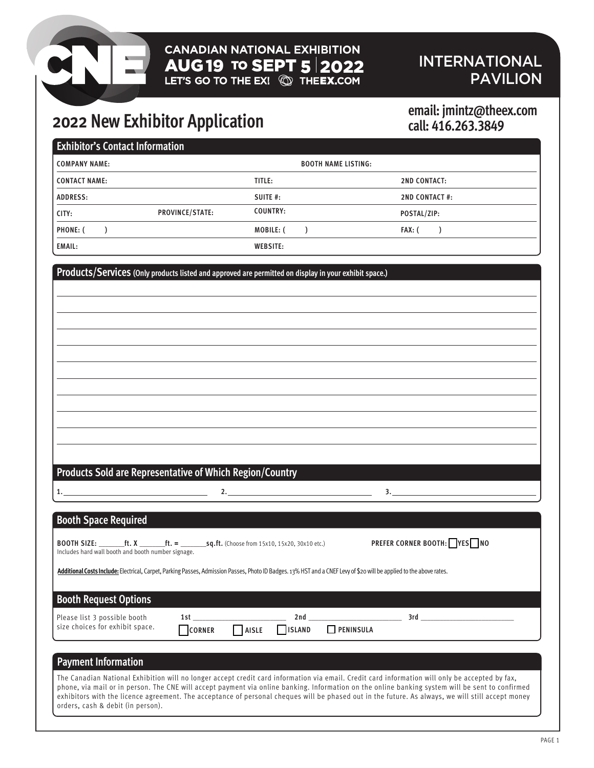CANADIAN NATIONAL EXHIBITION
AUG 19 TO SEPT 5 | 2022
LET'S GO TO THE EX! THEEX.COM

INTERNATIONAL PAVILION

# 2022 New Exhibitor Application

**email: jmintz@theex.com**
**call: 416.263.3849**

## Exhibitor's Contact Information

| | | |
|---|---|---|
| COMPANY NAME: | BOOTH NAME LISTING: | |
| CONTACT NAME: | TITLE: | 2ND CONTACT: |
| ADDRESS: | SUITE #: | 2ND CONTACT #: |
| CITY: PROVINCE/STATE: | COUNTRY: | POSTAL/ZIP: |
| PHONE: ( ) | MOBILE: ( ) | FAX: ( ) |
| EMAIL: | WEBSITE: | |

## Products/Services (Only products listed and approved are permitted on display in your exhibit space.)

## Products Sold are Representative of Which Region/Country

1. ______ 2. ______ 3. ______

## Booth Space Required

BOOTH SIZE: ______ft. X ______ft. = ______sq.ft. (Choose from 15x10, 15x20, 30x10 etc.)
Includes hard wall booth and booth number signage.

PREFER CORNER BOOTH: ☐ YES ☐ NO

**Additional Costs Include:** Electrical, Carpet, Parking Passes, Admission Passes, Photo ID Badges. 13% HST and a CNEF Levy of $20 will be applied to the above rates.

## Booth Request Options

Please list 3 possible booth size choices for exhibit space.

1st ______ 2nd ______ 3rd ______

☐ CORNER ☐ AISLE ☐ ISLAND ☐ PENINSULA

## Payment Information

The Canadian National Exhibition will no longer accept credit card information via email. Credit card information will only be accepted by fax, phone, via mail or in person. The CNE will accept payment via online banking. Information on the online banking system will be sent to confirmed exhibitors with the licence agreement. The acceptance of personal cheques will be phased out in the future. As always, we will still accept money orders, cash & debit (in person).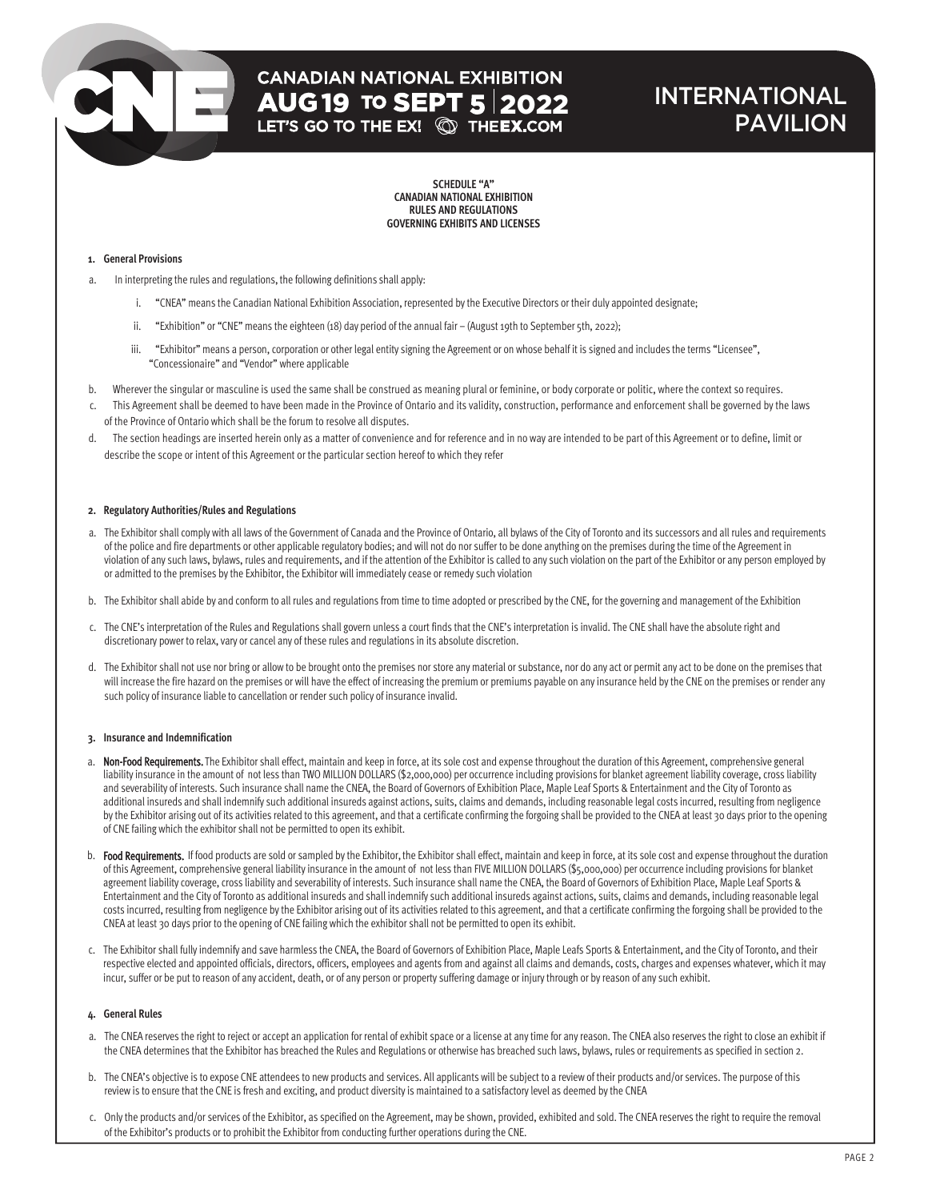SCHEDULE "A"
CANADIAN NATIONAL EXHIBITION
RULES AND REGULATIONS
GOVERNING EXHIBITS AND LICENSES

**1. General Provisions**

a. In interpreting the rules and regulations, the following definitions shall apply:

   i. "CNEA" means the Canadian National Exhibition Association, represented by the Executive Directors or their duly appointed designate;

   ii. "Exhibition" or "CNE" means the eighteen (18) day period of the annual fair – (August 19th to September 5th, 2022);

   iii. "Exhibitor" means a person, corporation or other legal entity signing the Agreement or on whose behalf it is signed and includes the terms "Licensee", "Concessionaire" and "Vendor" where applicable

b. Wherever the singular or masculine is used the same shall be construed as meaning plural or feminine, or body corporate or politic, where the context so requires.

c. This Agreement shall be deemed to have been made in the Province of Ontario and its validity, construction, performance and enforcement shall be governed by the laws of the Province of Ontario which shall be the forum to resolve all disputes.

d. The section headings are inserted herein only as a matter of convenience and for reference and in no way are intended to be part of this Agreement or to define, limit or describe the scope or intent of this Agreement or the particular section hereof to which they refer

**2. Regulatory Authorities/Rules and Regulations**

a. The Exhibitor shall comply with all laws of the Government of Canada and the Province of Ontario, all bylaws of the City of Toronto and its successors and all rules and requirements of the police and fire departments or other applicable regulatory bodies; and will not do nor suffer to be done anything on the premises during the time of the Agreement in violation of any such laws, bylaws, rules and requirements, and if the attention of the Exhibitor is called to any such violation on the part of the Exhibitor or any person employed by or admitted to the premises by the Exhibitor, the Exhibitor will immediately cease or remedy such violation

b. The Exhibitor shall abide by and conform to all rules and regulations from time to time adopted or prescribed by the CNE, for the governing and management of the Exhibition

c. The CNE's interpretation of the Rules and Regulations shall govern unless a court finds that the CNE's interpretation is invalid. The CNE shall have the absolute right and discretionary power to relax, vary or cancel any of these rules and regulations in its absolute discretion.

d. The Exhibitor shall not use nor bring or allow to be brought onto the premises nor store any material or substance, nor do any act or permit any act to be done on the premises that will increase the fire hazard on the premises or will have the effect of increasing the premium or premiums payable on any insurance held by the CNE on the premises or render any such policy of insurance liable to cancellation or render such policy of insurance invalid.

**3. Insurance and Indemnification**

a. **Non-Food Requirements.** The Exhibitor shall effect, maintain and keep in force, at its sole cost and expense throughout the duration of this Agreement, comprehensive general liability insurance in the amount of not less than TWO MILLION DOLLARS ($2,000,000) per occurrence including provisions for blanket agreement liability coverage, cross liability and severability of interests. Such insurance shall name the CNEA, the Board of Governors of Exhibition Place, Maple Leaf Sports & Entertainment and the City of Toronto as additional insureds and shall indemnify such additional insureds against actions, suits, claims and demands, including reasonable legal costs incurred, resulting from negligence by the Exhibitor arising out of its activities related to this agreement, and that a certificate confirming the forgoing shall be provided to the CNEA at least 30 days prior to the opening of CNE failing which the exhibitor shall not be permitted to open its exhibit.

b. **Food Requirements.** If food products are sold or sampled by the Exhibitor, the Exhibitor shall effect, maintain and keep in force, at its sole cost and expense throughout the duration of this Agreement, comprehensive general liability insurance in the amount of not less than FIVE MILLION DOLLARS ($5,000,000) per occurrence including provisions for blanket agreement liability coverage, cross liability and severability of interests. Such insurance shall name the CNEA, the Board of Governors of Exhibition Place, Maple Leaf Sports & Entertainment and the City of Toronto as additional insureds and shall indemnify such additional insureds against actions, suits, claims and demands, including reasonable legal costs incurred, resulting from negligence by the Exhibitor arising out of its activities related to this agreement, and that a certificate confirming the forgoing shall be provided to the CNEA at least 30 days prior to the opening of CNE failing which the exhibitor shall not be permitted to open its exhibit.

c. The Exhibitor shall fully indemnify and save harmless the CNEA, the Board of Governors of Exhibition Place, Maple Leafs Sports & Entertainment, and the City of Toronto, and their respective elected and appointed officials, directors, officers, employees and agents from and against all claims and demands, costs, charges and expenses whatever, which it may incur, suffer or be put to reason of any accident, death, or of any person or property suffering damage or injury through or by reason of any such exhibit.

**4. General Rules**

a. The CNEA reserves the right to reject or accept an application for rental of exhibit space or a license at any time for any reason. The CNEA also reserves the right to close an exhibit if the CNEA determines that the Exhibitor has breached the Rules and Regulations or otherwise has breached such laws, bylaws, rules or requirements as specified in section 2.

b. The CNEA's objective is to expose CNE attendees to new products and services. All applicants will be subject to a review of their products and/or services. The purpose of this review is to ensure that the CNE is fresh and exciting, and product diversity is maintained to a satisfactory level as deemed by the CNEA

c. Only the products and/or services of the Exhibitor, as specified on the Agreement, may be shown, provided, exhibited and sold. The CNEA reserves the right to require the removal of the Exhibitor's products or to prohibit the Exhibitor from conducting further operations during the CNE.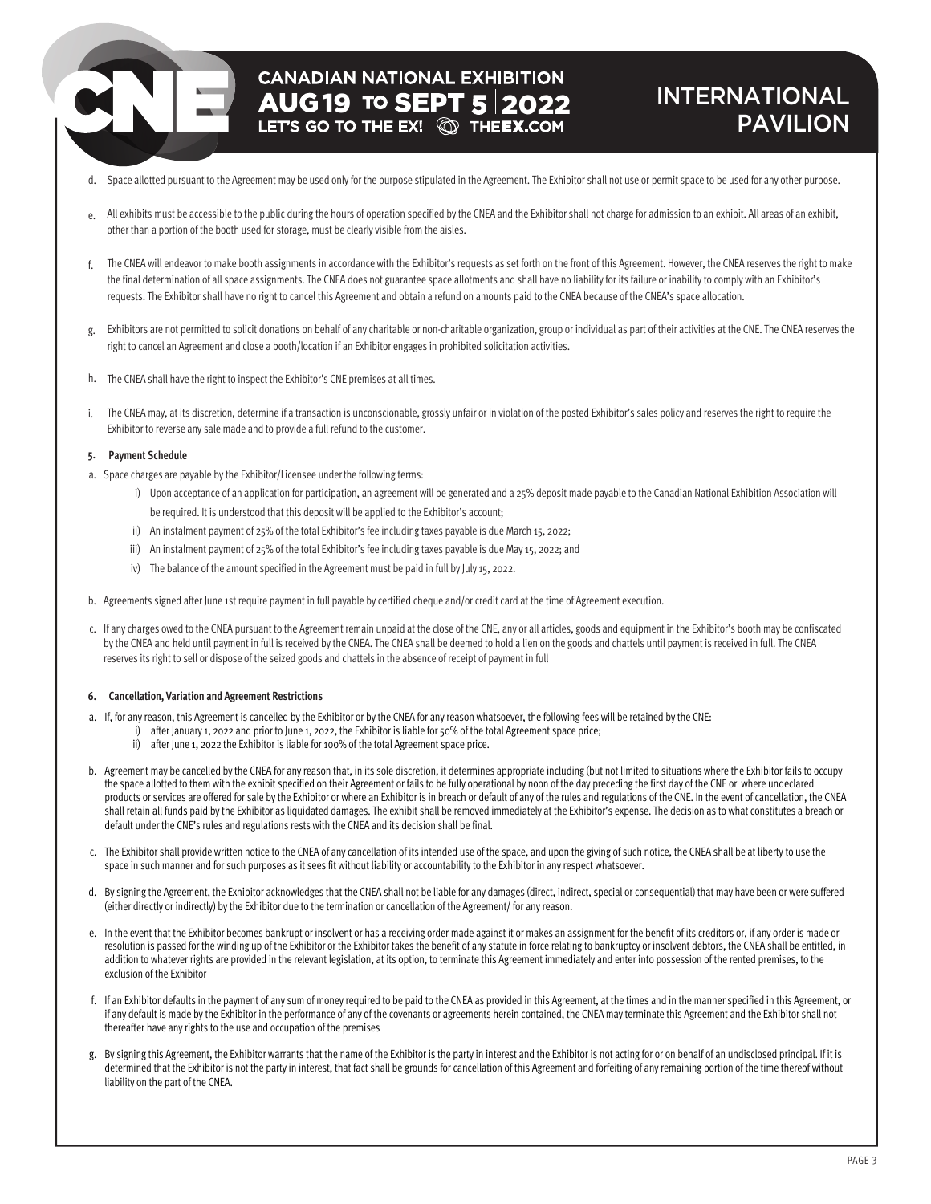d. Space allotted pursuant to the Agreement may be used only for the purpose stipulated in the Agreement. The Exhibitor shall not use or permit space to be used for any other purpose.

e. All exhibits must be accessible to the public during the hours of operation specified by the CNEA and the Exhibitor shall not charge for admission to an exhibit. All areas of an exhibit, other than a portion of the booth used for storage, must be clearly visible from the aisles.

f. The CNEA will endeavor to make booth assignments in accordance with the Exhibitor's requests as set forth on the front of this Agreement. However, the CNEA reserves the right to make the final determination of all space assignments. The CNEA does not guarantee space allotments and shall have no liability for its failure or inability to comply with an Exhibitor's requests. The Exhibitor shall have no right to cancel this Agreement and obtain a refund on amounts paid to the CNEA because of the CNEA's space allocation.

g. Exhibitors are not permitted to solicit donations on behalf of any charitable or non-charitable organization, group or individual as part of their activities at the CNE. The CNEA reserves the right to cancel an Agreement and close a booth/location if an Exhibitor engages in prohibited solicitation activities.

h. The CNEA shall have the right to inspect the Exhibitor's CNE premises at all times.

i. The CNEA may, at its discretion, determine if a transaction is unconscionable, grossly unfair or in violation of the posted Exhibitor's sales policy and reserves the right to require the Exhibitor to reverse any sale made and to provide a full refund to the customer.

**5. Payment Schedule**

a. Space charges are payable by the Exhibitor/Licensee under the following terms:

   i) Upon acceptance of an application for participation, an agreement will be generated and a 25% deposit made payable to the Canadian National Exhibition Association will be required. It is understood that this deposit will be applied to the Exhibitor's account;

   ii) An instalment payment of 25% of the total Exhibitor's fee including taxes payable is due March 15, 2022;

   iii) An instalment payment of 25% of the total Exhibitor's fee including taxes payable is due May 15, 2022; and

   iv) The balance of the amount specified in the Agreement must be paid in full by July 15, 2022.

b. Agreements signed after June 1st require payment in full payable by certified cheque and/or credit card at the time of Agreement execution.

c. If any charges owed to the CNEA pursuant to the Agreement remain unpaid at the close of the CNE, any or all articles, goods and equipment in the Exhibitor's booth may be confiscated by the CNEA and held until payment in full is received by the CNEA. The CNEA shall be deemed to hold a lien on the goods and chattels until payment is received in full. The CNEA reserves its right to sell or dispose of the seized goods and chattels in the absence of receipt of payment in full

**6. Cancellation, Variation and Agreement Restrictions**

a. If, for any reason, this Agreement is cancelled by the Exhibitor or by the CNEA for any reason whatsoever, the following fees will be retained by the CNE:

   i) after January 1, 2022 and prior to June 1, 2022, the Exhibitor is liable for 50% of the total Agreement space price;

   ii) after June 1, 2022 the Exhibitor is liable for 100% of the total Agreement space price.

b. Agreement may be cancelled by the CNEA for any reason that, in its sole discretion, it determines appropriate including (but not limited to situations where the Exhibitor fails to occupy the space allotted to them with the exhibit specified on their Agreement or fails to be fully operational by noon of the day preceding the first day of the CNE or where undeclared products or services are offered for sale by the Exhibitor or where an Exhibitor is in breach or default of any of the rules and regulations of the CNE. In the event of cancellation, the CNEA shall retain all funds paid by the Exhibitor as liquidated damages. The exhibit shall be removed immediately at the Exhibitor's expense. The decision as to what constitutes a breach or default under the CNE's rules and regulations rests with the CNEA and its decision shall be final.

c. The Exhibitor shall provide written notice to the CNEA of any cancellation of its intended use of the space, and upon the giving of such notice, the CNEA shall be at liberty to use the space in such manner and for such purposes as it sees fit without liability or accountability to the Exhibitor in any respect whatsoever.

d. By signing the Agreement, the Exhibitor acknowledges that the CNEA shall not be liable for any damages (direct, indirect, special or consequential) that may have been or were suffered (either directly or indirectly) by the Exhibitor due to the termination or cancellation of the Agreement/ for any reason.

e. In the event that the Exhibitor becomes bankrupt or insolvent or has a receiving order made against it or makes an assignment for the benefit of its creditors or, if any order is made or resolution is passed for the winding up of the Exhibitor or the Exhibitor takes the benefit of any statute in force relating to bankruptcy or insolvent debtors, the CNEA shall be entitled, in addition to whatever rights are provided in the relevant legislation, at its option, to terminate this Agreement immediately and enter into possession of the rented premises, to the exclusion of the Exhibitor

f. If an Exhibitor defaults in the payment of any sum of money required to be paid to the CNEA as provided in this Agreement, at the times and in the manner specified in this Agreement, or if any default is made by the Exhibitor in the performance of any of the covenants or agreements herein contained, the CNEA may terminate this Agreement and the Exhibitor shall not thereafter have any rights to the use and occupation of the premises

g. By signing this Agreement, the Exhibitor warrants that the name of the Exhibitor is the party in interest and the Exhibitor is not acting for or on behalf of an undisclosed principal. If it is determined that the Exhibitor is not the party in interest, that fact shall be grounds for cancellation of this Agreement and forfeiting of any remaining portion of the time thereof without liability on the part of the CNEA.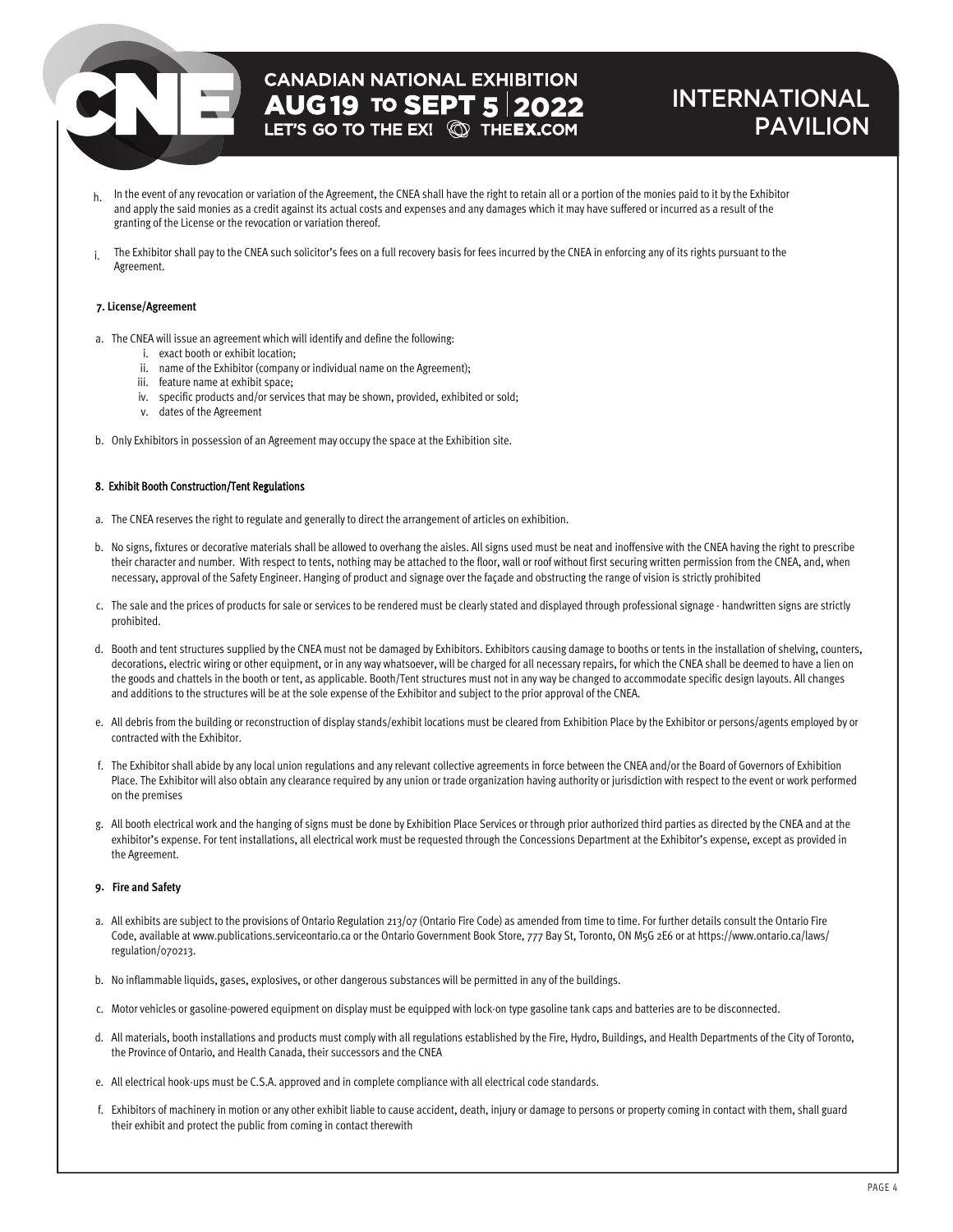h. In the event of any revocation or variation of the Agreement, the CNEA shall have the right to retain all or a portion of the monies paid to it by the Exhibitor and apply the said monies as a credit against its actual costs and expenses and any damages which it may have suffered or incurred as a result of the granting of the License or the revocation or variation thereof.

i. The Exhibitor shall pay to the CNEA such solicitor's fees on a full recovery basis for fees incurred by the CNEA in enforcing any of its rights pursuant to the Agreement.

**7. License/Agreement**

a. The CNEA will issue an agreement which will identify and define the following:
   i. exact booth or exhibit location;
   ii. name of the Exhibitor (company or individual name on the Agreement);
   iii. feature name at exhibit space;
   iv. specific products and/or services that may be shown, provided, exhibited or sold;
   v. dates of the Agreement

b. Only Exhibitors in possession of an Agreement may occupy the space at the Exhibition site.

**8. Exhibit Booth Construction/Tent Regulations**

a. The CNEA reserves the right to regulate and generally to direct the arrangement of articles on exhibition.

b. No signs, fixtures or decorative materials shall be allowed to overhang the aisles. All signs used must be neat and inoffensive with the CNEA having the right to prescribe their character and number. With respect to tents, nothing may be attached to the floor, wall or roof without first securing written permission from the CNEA, and, when necessary, approval of the Safety Engineer. Hanging of product and signage over the façade and obstructing the range of vision is strictly prohibited

c. The sale and the prices of products for sale or services to be rendered must be clearly stated and displayed through professional signage - handwritten signs are strictly prohibited.

d. Booth and tent structures supplied by the CNEA must not be damaged by Exhibitors. Exhibitors causing damage to booths or tents in the installation of shelving, counters, decorations, electric wiring or other equipment, or in any way whatsoever, will be charged for all necessary repairs, for which the CNEA shall be deemed to have a lien on the goods and chattels in the booth or tent, as applicable. Booth/Tent structures must not in any way be changed to accommodate specific design layouts. All changes and additions to the structures will be at the sole expense of the Exhibitor and subject to the prior approval of the CNEA.

e. All debris from the building or reconstruction of display stands/exhibit locations must be cleared from Exhibition Place by the Exhibitor or persons/agents employed by or contracted with the Exhibitor.

f. The Exhibitor shall abide by any local union regulations and any relevant collective agreements in force between the CNEA and/or the Board of Governors of Exhibition Place. The Exhibitor will also obtain any clearance required by any union or trade organization having authority or jurisdiction with respect to the event or work performed on the premises

g. All booth electrical work and the hanging of signs must be done by Exhibition Place Services or through prior authorized third parties as directed by the CNEA and at the exhibitor's expense. For tent installations, all electrical work must be requested through the Concessions Department at the Exhibitor's expense, except as provided in the Agreement.

**9. Fire and Safety**

a. All exhibits are subject to the provisions of Ontario Regulation 213/07 (Ontario Fire Code) as amended from time to time. For further details consult the Ontario Fire Code, available at www.publications.serviceontario.ca or the Ontario Government Book Store, 777 Bay St, Toronto, ON M5G 2E6 or at https://www.ontario.ca/laws/regulation/070213.

b. No inflammable liquids, gases, explosives, or other dangerous substances will be permitted in any of the buildings.

c. Motor vehicles or gasoline-powered equipment on display must be equipped with lock-on type gasoline tank caps and batteries are to be disconnected.

d. All materials, booth installations and products must comply with all regulations established by the Fire, Hydro, Buildings, and Health Departments of the City of Toronto, the Province of Ontario, and Health Canada, their successors and the CNEA

e. All electrical hook-ups must be C.S.A. approved and in complete compliance with all electrical code standards.

f. Exhibitors of machinery in motion or any other exhibit liable to cause accident, death, injury or damage to persons or property coming in contact with them, shall guard their exhibit and protect the public from coming in contact therewith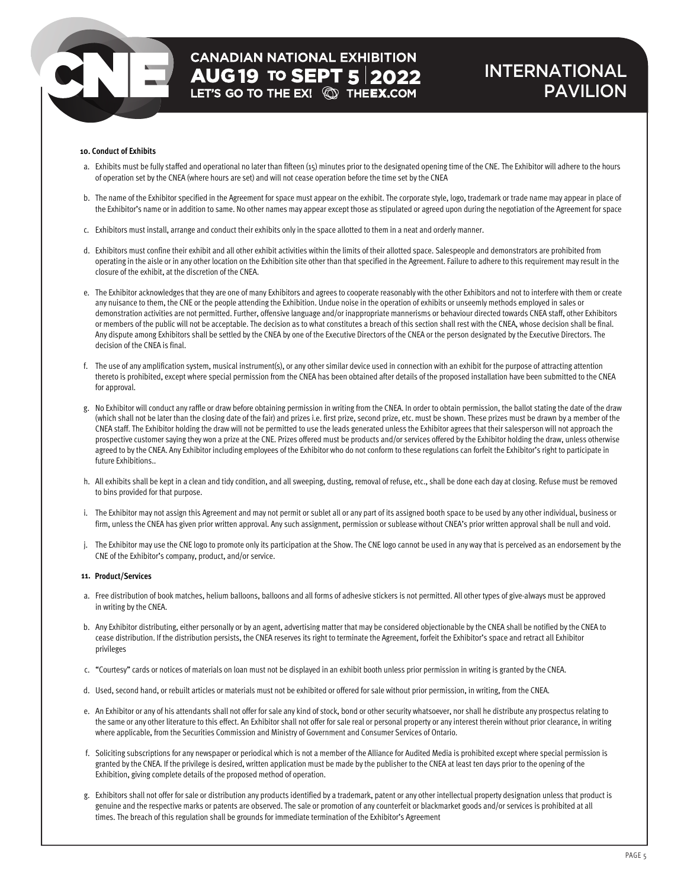**10. Conduct of Exhibits**

a. Exhibits must be fully staffed and operational no later than fifteen (15) minutes prior to the designated opening time of the CNE. The Exhibitor will adhere to the hours of operation set by the CNEA (where hours are set) and will not cease operation before the time set by the CNEA

b. The name of the Exhibitor specified in the Agreement for space must appear on the exhibit. The corporate style, logo, trademark or trade name may appear in place of the Exhibitor's name or in addition to same. No other names may appear except those as stipulated or agreed upon during the negotiation of the Agreement for space

c. Exhibitors must install, arrange and conduct their exhibits only in the space allotted to them in a neat and orderly manner.

d. Exhibitors must confine their exhibit and all other exhibit activities within the limits of their allotted space. Salespeople and demonstrators are prohibited from operating in the aisle or in any other location on the Exhibition site other than that specified in the Agreement. Failure to adhere to this requirement may result in the closure of the exhibit, at the discretion of the CNEA.

e. The Exhibitor acknowledges that they are one of many Exhibitors and agrees to cooperate reasonably with the other Exhibitors and not to interfere with them or create any nuisance to them, the CNE or the people attending the Exhibition. Undue noise in the operation of exhibits or unseemly methods employed in sales or demonstration activities are not permitted. Further, offensive language and/or inappropriate mannerisms or behaviour directed towards CNEA staff, other Exhibitors or members of the public will not be acceptable. The decision as to what constitutes a breach of this section shall rest with the CNEA, whose decision shall be final. Any dispute among Exhibitors shall be settled by the CNEA by one of the Executive Directors of the CNEA or the person designated by the Executive Directors. The decision of the CNEA is final.

f. The use of any amplification system, musical instrument(s), or any other similar device used in connection with an exhibit for the purpose of attracting attention thereto is prohibited, except where special permission from the CNEA has been obtained after details of the proposed installation have been submitted to the CNEA for approval.

g. No Exhibitor will conduct any raffle or draw before obtaining permission in writing from the CNEA. In order to obtain permission, the ballot stating the date of the draw (which shall not be later than the closing date of the fair) and prizes i.e. first prize, second prize, etc. must be shown. These prizes must be drawn by a member of the CNEA staff. The Exhibitor holding the draw will not be permitted to use the leads generated unless the Exhibitor agrees that their salesperson will not approach the prospective customer saying they won a prize at the CNE. Prizes offered must be products and/or services offered by the Exhibitor holding the draw, unless otherwise agreed to by the CNEA. Any Exhibitor including employees of the Exhibitor who do not conform to these regulations can forfeit the Exhibitor's right to participate in future Exhibitions..

h. All exhibits shall be kept in a clean and tidy condition, and all sweeping, dusting, removal of refuse, etc., shall be done each day at closing. Refuse must be removed to bins provided for that purpose.

i. The Exhibitor may not assign this Agreement and may not permit or sublet all or any part of its assigned booth space to be used by any other individual, business or firm, unless the CNEA has given prior written approval. Any such assignment, permission or sublease without CNEA's prior written approval shall be null and void.

j. The Exhibitor may use the CNE logo to promote only its participation at the Show. The CNE logo cannot be used in any way that is perceived as an endorsement by the CNE of the Exhibitor's company, product, and/or service.

**11. Product/Services**

a. Free distribution of book matches, helium balloons, balloons and all forms of adhesive stickers is not permitted. All other types of give-always must be approved in writing by the CNEA.

b. Any Exhibitor distributing, either personally or by an agent, advertising matter that may be considered objectionable by the CNEA shall be notified by the CNEA to cease distribution. If the distribution persists, the CNEA reserves its right to terminate the Agreement, forfeit the Exhibitor's space and retract all Exhibitor privileges

c. "Courtesy" cards or notices of materials on loan must not be displayed in an exhibit booth unless prior permission in writing is granted by the CNEA.

d. Used, second hand, or rebuilt articles or materials must not be exhibited or offered for sale without prior permission, in writing, from the CNEA.

e. An Exhibitor or any of his attendants shall not offer for sale any kind of stock, bond or other security whatsoever, nor shall he distribute any prospectus relating to the same or any other literature to this effect. An Exhibitor shall not offer for sale real or personal property or any interest therein without prior clearance, in writing where applicable, from the Securities Commission and Ministry of Government and Consumer Services of Ontario.

f. Soliciting subscriptions for any newspaper or periodical which is not a member of the Alliance for Audited Media is prohibited except where special permission is granted by the CNEA. If the privilege is desired, written application must be made by the publisher to the CNEA at least ten days prior to the opening of the Exhibition, giving complete details of the proposed method of operation.

g. Exhibitors shall not offer for sale or distribution any products identified by a trademark, patent or any other intellectual property designation unless that product is genuine and the respective marks or patents are observed. The sale or promotion of any counterfeit or blackmarket goods and/or services is prohibited at all times. The breach of this regulation shall be grounds for immediate termination of the Exhibitor's Agreement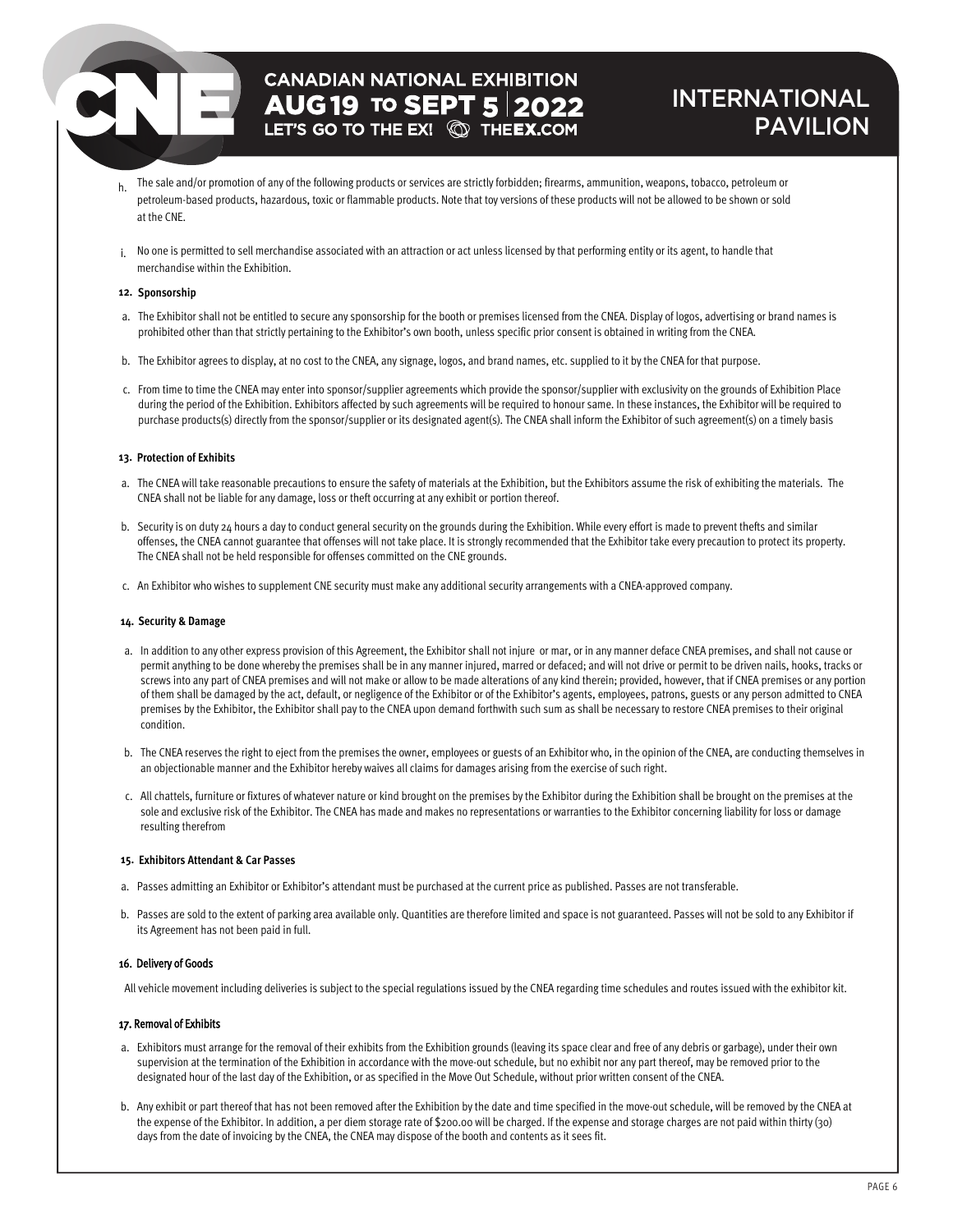h. The sale and/or promotion of any of the following products or services are strictly forbidden; firearms, ammunition, weapons, tobacco, petroleum or petroleum-based products, hazardous, toxic or flammable products. Note that toy versions of these products will not be allowed to be shown or sold at the CNE.

i. No one is permitted to sell merchandise associated with an attraction or act unless licensed by that performing entity or its agent, to handle that merchandise within the Exhibition.

**12. Sponsorship**

a. The Exhibitor shall not be entitled to secure any sponsorship for the booth or premises licensed from the CNEA. Display of logos, advertising or brand names is prohibited other than that strictly pertaining to the Exhibitor's own booth, unless specific prior consent is obtained in writing from the CNEA.

b. The Exhibitor agrees to display, at no cost to the CNEA, any signage, logos, and brand names, etc. supplied to it by the CNEA for that purpose.

c. From time to time the CNEA may enter into sponsor/supplier agreements which provide the sponsor/supplier with exclusivity on the grounds of Exhibition Place during the period of the Exhibition. Exhibitors affected by such agreements will be required to honour same. In these instances, the Exhibitor will be required to purchase products(s) directly from the sponsor/supplier or its designated agent(s). The CNEA shall inform the Exhibitor of such agreement(s) on a timely basis

**13. Protection of Exhibits**

a. The CNEA will take reasonable precautions to ensure the safety of materials at the Exhibition, but the Exhibitors assume the risk of exhibiting the materials. The CNEA shall not be liable for any damage, loss or theft occurring at any exhibit or portion thereof.

b. Security is on duty 24 hours a day to conduct general security on the grounds during the Exhibition. While every effort is made to prevent thefts and similar offenses, the CNEA cannot guarantee that offenses will not take place. It is strongly recommended that the Exhibitor take every precaution to protect its property. The CNEA shall not be held responsible for offenses committed on the CNE grounds.

c. An Exhibitor who wishes to supplement CNE security must make any additional security arrangements with a CNEA-approved company.

**14. Security & Damage**

a. In addition to any other express provision of this Agreement, the Exhibitor shall not injure or mar, or in any manner deface CNEA premises, and shall not cause or permit anything to be done whereby the premises shall be in any manner injured, marred or defaced; and will not drive or permit to be driven nails, hooks, tracks or screws into any part of CNEA premises and will not make or allow to be made alterations of any kind therein; provided, however, that if CNEA premises or any portion of them shall be damaged by the act, default, or negligence of the Exhibitor or of the Exhibitor's agents, employees, patrons, guests or any person admitted to CNEA premises by the Exhibitor, the Exhibitor shall pay to the CNEA upon demand forthwith such sum as shall be necessary to restore CNEA premises to their original condition.

b. The CNEA reserves the right to eject from the premises the owner, employees or guests of an Exhibitor who, in the opinion of the CNEA, are conducting themselves in an objectionable manner and the Exhibitor hereby waives all claims for damages arising from the exercise of such right.

c. All chattels, furniture or fixtures of whatever nature or kind brought on the premises by the Exhibitor during the Exhibition shall be brought on the premises at the sole and exclusive risk of the Exhibitor. The CNEA has made and makes no representations or warranties to the Exhibitor concerning liability for loss or damage resulting therefrom

**15. Exhibitors Attendant & Car Passes**

a. Passes admitting an Exhibitor or Exhibitor's attendant must be purchased at the current price as published. Passes are not transferable.

b. Passes are sold to the extent of parking area available only. Quantities are therefore limited and space is not guaranteed. Passes will not be sold to any Exhibitor if its Agreement has not been paid in full.

**16. Delivery of Goods**

All vehicle movement including deliveries is subject to the special regulations issued by the CNEA regarding time schedules and routes issued with the exhibitor kit.

**17. Removal of Exhibits**

a. Exhibitors must arrange for the removal of their exhibits from the Exhibition grounds (leaving its space clear and free of any debris or garbage), under their own supervision at the termination of the Exhibition in accordance with the move-out schedule, but no exhibit nor any part thereof, may be removed prior to the designated hour of the last day of the Exhibition, or as specified in the Move Out Schedule, without prior written consent of the CNEA.

b. Any exhibit or part thereof that has not been removed after the Exhibition by the date and time specified in the move-out schedule, will be removed by the CNEA at the expense of the Exhibitor. In addition, a per diem storage rate of $200.00 will be charged. If the expense and storage charges are not paid within thirty (30) days from the date of invoicing by the CNEA, the CNEA may dispose of the booth and contents as it sees fit.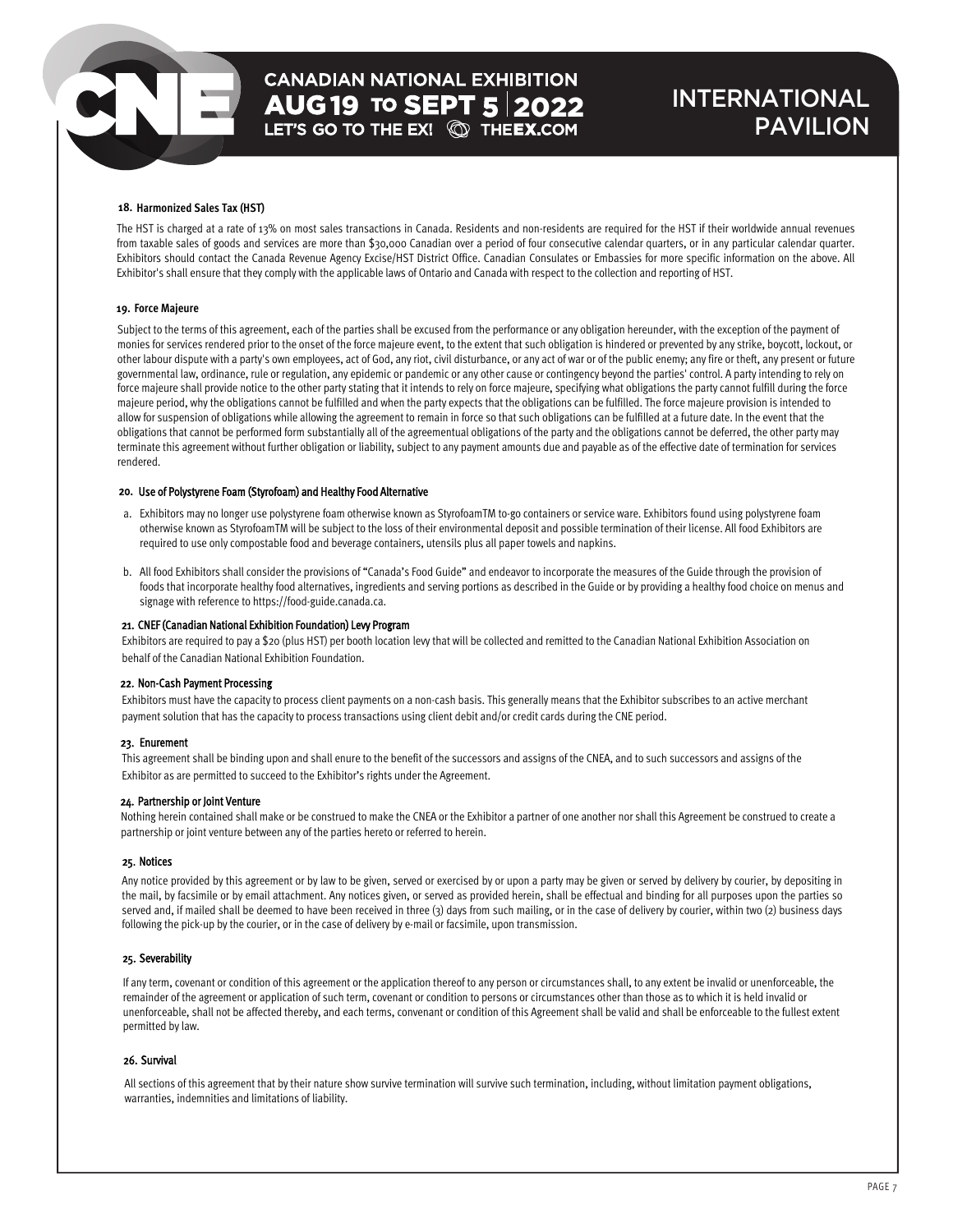### 18. Harmonized Sales Tax (HST)

The HST is charged at a rate of 13% on most sales transactions in Canada. Residents and non-residents are required for the HST if their worldwide annual revenues from taxable sales of goods and services are more than $30,000 Canadian over a period of four consecutive calendar quarters, or in any particular calendar quarter. Exhibitors should contact the Canada Revenue Agency Excise/HST District Office. Canadian Consulates or Embassies for more specific information on the above. All Exhibitor's shall ensure that they comply with the applicable laws of Ontario and Canada with respect to the collection and reporting of HST.

### 19. Force Majeure

Subject to the terms of this agreement, each of the parties shall be excused from the performance or any obligation hereunder, with the exception of the payment of monies for services rendered prior to the onset of the force majeure event, to the extent that such obligation is hindered or prevented by any strike, boycott, lockout, or other labour dispute with a party's own employees, act of God, any riot, civil disturbance, or any act of war or of the public enemy; any fire or theft, any present or future governmental law, ordinance, rule or regulation, any epidemic or pandemic or any other cause or contingency beyond the parties' control. A party intending to rely on force majeure shall provide notice to the other party stating that it intends to rely on force majeure, specifying what obligations the party cannot fulfill during the force majeure period, why the obligations cannot be fulfilled and when the party expects that the obligations can be fulfilled. The force majeure provision is intended to allow for suspension of obligations while allowing the agreement to remain in force so that such obligations can be fulfilled at a future date. In the event that the obligations that cannot be performed form substantially all of the agreementual obligations of the party and the obligations cannot be deferred, the other party may terminate this agreement without further obligation or liability, subject to any payment amounts due and payable as of the effective date of termination for services rendered.

### 20. Use of Polystyrene Foam (Styrofoam) and Healthy Food Alternative

a. Exhibitors may no longer use polystyrene foam otherwise known as StyrofoamTM to-go containers or service ware. Exhibitors found using polystyrene foam otherwise known as StyrofoamTM will be subject to the loss of their environmental deposit and possible termination of their license. All food Exhibitors are required to use only compostable food and beverage containers, utensils plus all paper towels and napkins.

b. All food Exhibitors shall consider the provisions of "Canada's Food Guide" and endeavor to incorporate the measures of the Guide through the provision of foods that incorporate healthy food alternatives, ingredients and serving portions as described in the Guide or by providing a healthy food choice on menus and signage with reference to https://food-guide.canada.ca.

### 21. CNEF (Canadian National Exhibition Foundation) Levy Program

Exhibitors are required to pay a $20 (plus HST) per booth location levy that will be collected and remitted to the Canadian National Exhibition Association on behalf of the Canadian National Exhibition Foundation.

### 22. Non-Cash Payment Processing

Exhibitors must have the capacity to process client payments on a non-cash basis. This generally means that the Exhibitor subscribes to an active merchant payment solution that has the capacity to process transactions using client debit and/or credit cards during the CNE period.

### 23. Enurement

This agreement shall be binding upon and shall enure to the benefit of the successors and assigns of the CNEA, and to such successors and assigns of the Exhibitor as are permitted to succeed to the Exhibitor's rights under the Agreement.

### 24. Partnership or Joint Venture

Nothing herein contained shall make or be construed to make the CNEA or the Exhibitor a partner of one another nor shall this Agreement be construed to create a partnership or joint venture between any of the parties hereto or referred to herein.

### 25. Notices

Any notice provided by this agreement or by law to be given, served or exercised by or upon a party may be given or served by delivery by courier, by depositing in the mail, by facsimile or by email attachment. Any notices given, or served as provided herein, shall be effectual and binding for all purposes upon the parties so served and, if mailed shall be deemed to have been received in three (3) days from such mailing, or in the case of delivery by courier, within two (2) business days following the pick-up by the courier, or in the case of delivery by e-mail or facsimile, upon transmission.

### 25. Severability

If any term, covenant or condition of this agreement or the application thereof to any person or circumstances shall, to any extent be invalid or unenforceable, the remainder of the agreement or application of such term, covenant or condition to persons or circumstances other than those as to which it is held invalid or unenforceable, shall not be affected thereby, and each terms, convenant or condition of this Agreement shall be valid and shall be enforceable to the fullest extent permitted by law.

### 26. Survival

All sections of this agreement that by their nature show survive termination will survive such termination, including, without limitation payment obligations, warranties, indemnities and limitations of liability.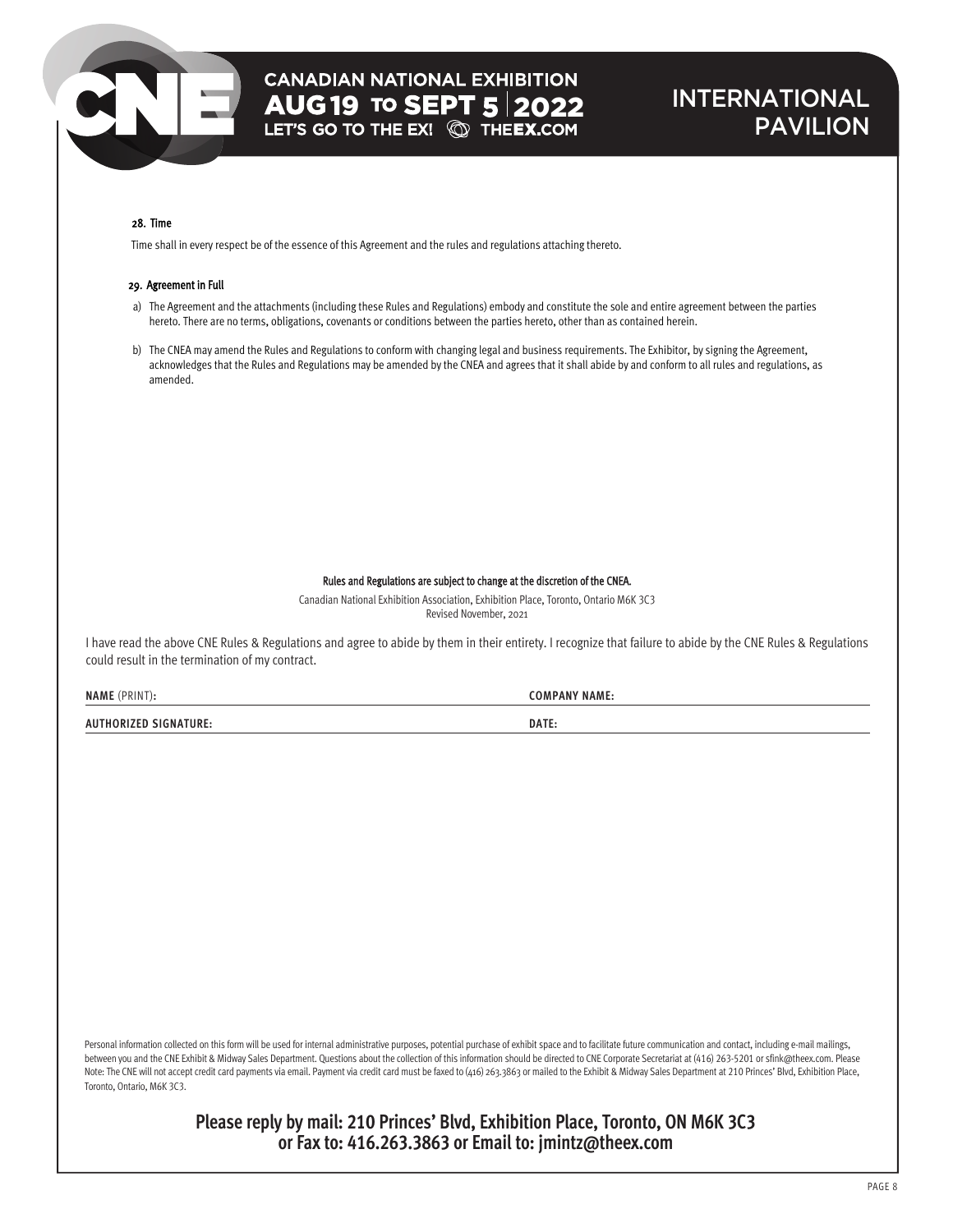#### 28. Time

Time shall in every respect be of the essence of this Agreement and the rules and regulations attaching thereto.

#### 29. Agreement in Full

a) The Agreement and the attachments (including these Rules and Regulations) embody and constitute the sole and entire agreement between the parties hereto. There are no terms, obligations, covenants or conditions between the parties hereto, other than as contained herein.

b) The CNEA may amend the Rules and Regulations to conform with changing legal and business requirements. The Exhibitor, by signing the Agreement, acknowledges that the Rules and Regulations may be amended by the CNEA and agrees that it shall abide by and conform to all rules and regulations, as amended.

**Rules and Regulations are subject to change at the discretion of the CNEA.**

Canadian National Exhibition Association, Exhibition Place, Toronto, Ontario M6K 3C3
Revised November, 2021

I have read the above CNE Rules & Regulations and agree to abide by them in their entirety. I recognize that failure to abide by the CNE Rules & Regulations could result in the termination of my contract.

**NAME** (PRINT): ______________________ **COMPANY NAME:** ______________________

**AUTHORIZED SIGNATURE:** ______________________ **DATE:** ______________________

Personal information collected on this form will be used for internal administrative purposes, potential purchase of exhibit space and to facilitate future communication and contact, including e-mail mailings, between you and the CNE Exhibit & Midway Sales Department. Questions about the collection of this information should be directed to CNE Corporate Secretariat at (416) 263-5201 or sfink@theex.com. Please Note: The CNE will not accept credit card payments via email. Payment via credit card must be faxed to (416) 263.3863 or mailed to the Exhibit & Midway Sales Department at 210 Princes' Blvd, Exhibition Place, Toronto, Ontario, M6K 3C3.

**Please reply by mail: 210 Princes' Blvd, Exhibition Place, Toronto, ON M6K 3C3**
**or Fax to: 416.263.3863 or Email to: jmintz@theex.com**